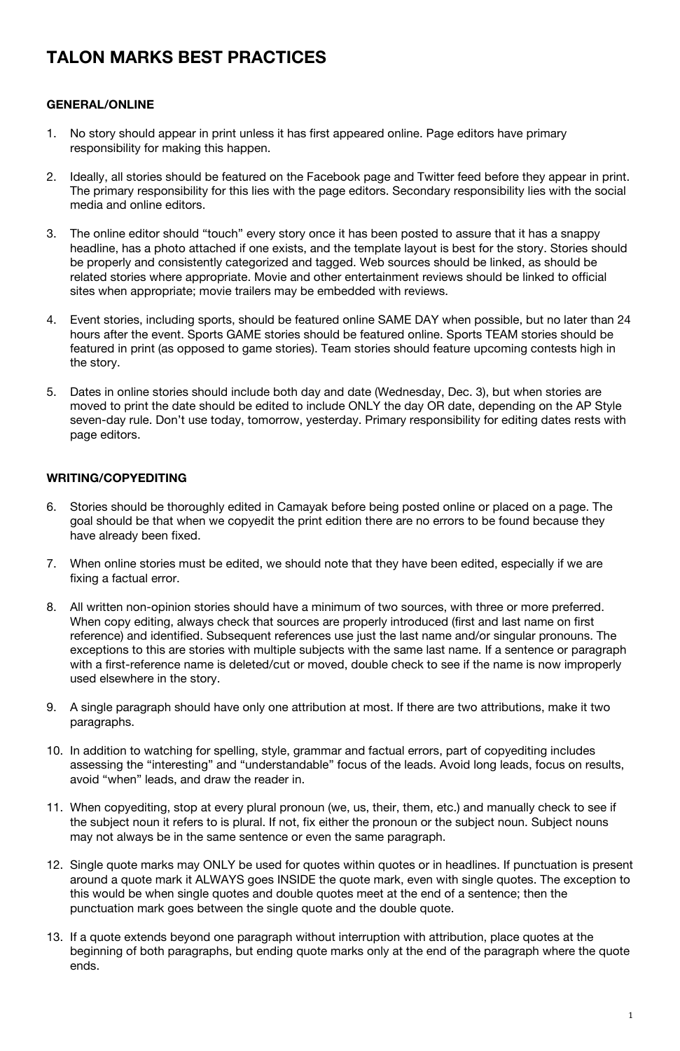# TALON MARKS BEST PRACTICES

## GENERAL/ONLINE

1. No story should appear in print unless it has first appeared online. Page editors have primary responsibility for making this happen.

2. Ideally, all stories should be featured on the Facebook page and Twitter feed before they appear in print. The primary responsibility for this lies with the page editors. Secondary responsibility lies with the social media and online editors.

3. The online editor should "touch" every story once it has been posted to assure that it has a snappy headline, has a photo attached if one exists, and the template layout is best for the story. Stories should be properly and consistently categorized and tagged. Web sources should be linked, as should be related stories where appropriate. Movie and other entertainment reviews should be linked to official sites when appropriate; movie trailers may be embedded with reviews.

4. Event stories, including sports, should be featured online SAME DAY when possible, but no later than 24 hours after the event. Sports GAME stories should be featured online. Sports TEAM stories should be featured in print (as opposed to game stories). Team stories should feature upcoming contests high in the story.

5. Dates in online stories should include both day and date (Wednesday, Dec. 3), but when stories are moved to print the date should be edited to include ONLY the day OR date, depending on the AP Style seven-day rule. Don't use today, tomorrow, yesterday. Primary responsibility for editing dates rests with page editors.

## WRITING/COPYEDITING

6. Stories should be thoroughly edited in Camayak before being posted online or placed on a page. The goal should be that when we copyedit the print edition there are no errors to be found because they have already been fixed.

7. When online stories must be edited, we should note that they have been edited, especially if we are fixing a factual error.

8. All written non-opinion stories should have a minimum of two sources, with three or more preferred. When copy editing, always check that sources are properly introduced (first and last name on first reference) and identified. Subsequent references use just the last name and/or singular pronouns. The exceptions to this are stories with multiple subjects with the same last name. If a sentence or paragraph with a first-reference name is deleted/cut or moved, double check to see if the name is now improperly used elsewhere in the story.

9. A single paragraph should have only one attribution at most. If there are two attributions, make it two paragraphs.

10. In addition to watching for spelling, style, grammar and factual errors, part of copyediting includes assessing the "interesting" and "understandable" focus of the leads. Avoid long leads, focus on results, avoid "when" leads, and draw the reader in.

11. When copyediting, stop at every plural pronoun (we, us, their, them, etc.) and manually check to see if the subject noun it refers to is plural. If not, fix either the pronoun or the subject noun. Subject nouns may not always be in the same sentence or even the same paragraph.

12. Single quote marks may ONLY be used for quotes within quotes or in headlines. If punctuation is present around a quote mark it ALWAYS goes INSIDE the quote mark, even with single quotes. The exception to this would be when single quotes and double quotes meet at the end of a sentence; then the punctuation mark goes between the single quote and the double quote.

13. If a quote extends beyond one paragraph without interruption with attribution, place quotes at the beginning of both paragraphs, but ending quote marks only at the end of the paragraph where the quote ends.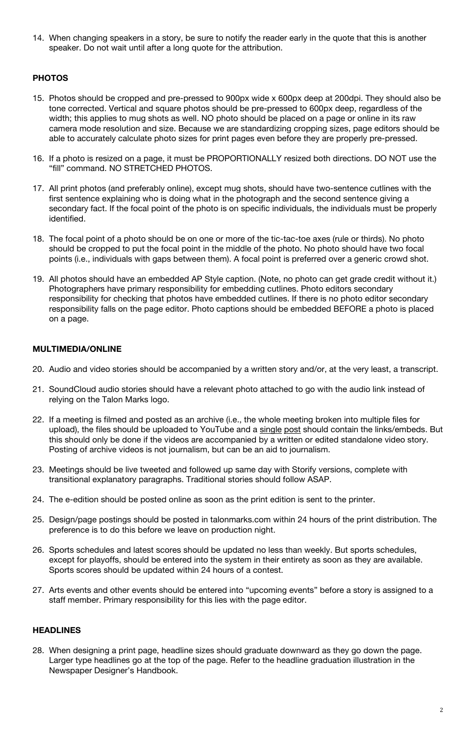14. When changing speakers in a story, be sure to notify the reader early in the quote that this is another speaker. Do not wait until after a long quote for the attribution.

**PHOTOS**

15. Photos should be cropped and pre-pressed to 900px wide x 600px deep at 200dpi. They should also be tone corrected. Vertical and square photos should be pre-pressed to 600px deep, regardless of the width; this applies to mug shots as well. NO photo should be placed on a page or online in its raw camera mode resolution and size. Because we are standardizing cropping sizes, page editors should be able to accurately calculate photo sizes for print pages even before they are properly pre-pressed.

16. If a photo is resized on a page, it must be PROPORTIONALLY resized both directions. DO NOT use the "fill" command. NO STRETCHED PHOTOS.

17. All print photos (and preferably online), except mug shots, should have two-sentence cutlines with the first sentence explaining who is doing what in the photograph and the second sentence giving a secondary fact. If the focal point of the photo is on specific individuals, the individuals must be properly identified.

18. The focal point of a photo should be on one or more of the tic-tac-toe axes (rule or thirds). No photo should be cropped to put the focal point in the middle of the photo. No photo should have two focal points (i.e., individuals with gaps between them). A focal point is preferred over a generic crowd shot.

19. All photos should have an embedded AP Style caption. (Note, no photo can get grade credit without it.) Photographers have primary responsibility for embedding cutlines. Photo editors secondary responsibility for checking that photos have embedded cutlines. If there is no photo editor secondary responsibility falls on the page editor. Photo captions should be embedded BEFORE a photo is placed on a page.

**MULTIMEDIA/ONLINE**

20. Audio and video stories should be accompanied by a written story and/or, at the very least, a transcript.

21. SoundCloud audio stories should have a relevant photo attached to go with the audio link instead of relying on the Talon Marks logo.

22. If a meeting is filmed and posted as an archive (i.e., the whole meeting broken into multiple files for upload), the files should be uploaded to YouTube and a <u>single</u> <u>post</u> should contain the links/embeds. But this should only be done if the videos are accompanied by a written or edited standalone video story. Posting of archive videos is not journalism, but can be an aid to journalism.

23. Meetings should be live tweeted and followed up same day with Storify versions, complete with transitional explanatory paragraphs. Traditional stories should follow ASAP.

24. The e-edition should be posted online as soon as the print edition is sent to the printer.

25. Design/page postings should be posted in talonmarks.com within 24 hours of the print distribution. The preference is to do this before we leave on production night.

26. Sports schedules and latest scores should be updated no less than weekly. But sports schedules, except for playoffs, should be entered into the system in their entirety as soon as they are available. Sports scores should be updated within 24 hours of a contest.

27. Arts events and other events should be entered into "upcoming events" before a story is assigned to a staff member. Primary responsibility for this lies with the page editor.

**HEADLINES**

28. When designing a print page, headline sizes should graduate downward as they go down the page. Larger type headlines go at the top of the page. Refer to the headline graduation illustration in the Newspaper Designer's Handbook.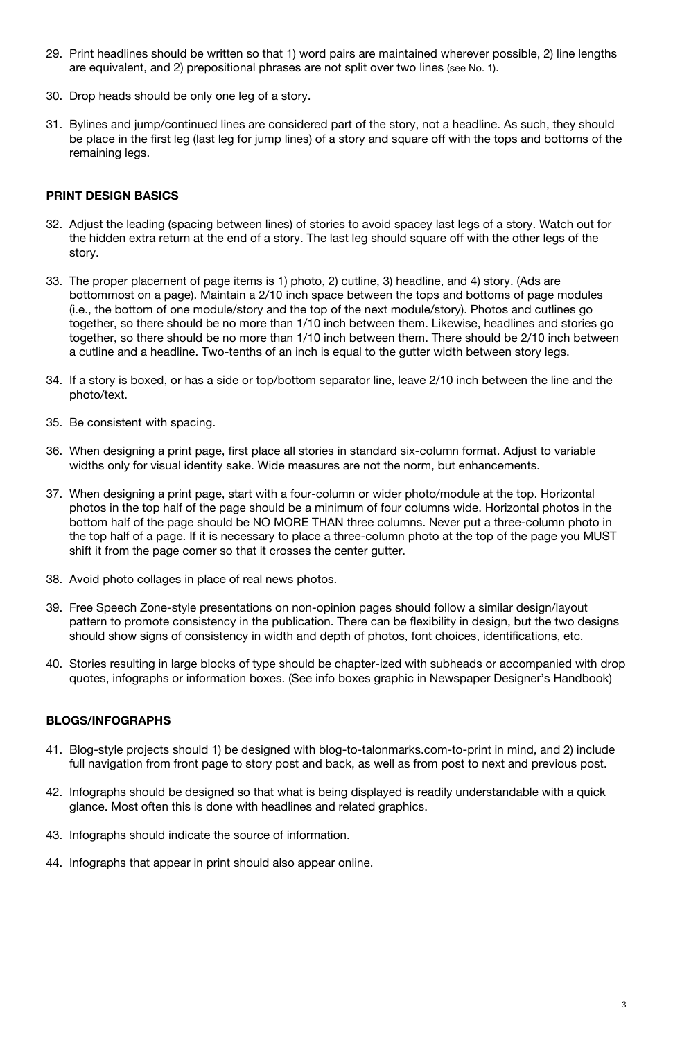29. Print headlines should be written so that 1) word pairs are maintained wherever possible, 2) line lengths are equivalent, and 2) prepositional phrases are not split over two lines (see No. 1).

30. Drop heads should be only one leg of a story.

31. Bylines and jump/continued lines are considered part of the story, not a headline. As such, they should be place in the first leg (last leg for jump lines) of a story and square off with the tops and bottoms of the remaining legs.

**PRINT DESIGN BASICS**

32. Adjust the leading (spacing between lines) of stories to avoid spacey last legs of a story. Watch out for the hidden extra return at the end of a story. The last leg should square off with the other legs of the story.

33. The proper placement of page items is 1) photo, 2) cutline, 3) headline, and 4) story. (Ads are bottommost on a page). Maintain a 2/10 inch space between the tops and bottoms of page modules (i.e., the bottom of one module/story and the top of the next module/story). Photos and cutlines go together, so there should be no more than 1/10 inch between them. Likewise, headlines and stories go together, so there should be no more than 1/10 inch between them. There should be 2/10 inch between a cutline and a headline. Two-tenths of an inch is equal to the gutter width between story legs.

34. If a story is boxed, or has a side or top/bottom separator line, leave 2/10 inch between the line and the photo/text.

35. Be consistent with spacing.

36. When designing a print page, first place all stories in standard six-column format. Adjust to variable widths only for visual identity sake. Wide measures are not the norm, but enhancements.

37. When designing a print page, start with a four-column or wider photo/module at the top. Horizontal photos in the top half of the page should be a minimum of four columns wide. Horizontal photos in the bottom half of the page should be NO MORE THAN three columns. Never put a three-column photo in the top half of a page. If it is necessary to place a three-column photo at the top of the page you MUST shift it from the page corner so that it crosses the center gutter.

38. Avoid photo collages in place of real news photos.

39. Free Speech Zone-style presentations on non-opinion pages should follow a similar design/layout pattern to promote consistency in the publication. There can be flexibility in design, but the two designs should show signs of consistency in width and depth of photos, font choices, identifications, etc.

40. Stories resulting in large blocks of type should be chapter-ized with subheads or accompanied with drop quotes, infographs or information boxes. (See info boxes graphic in Newspaper Designer's Handbook)

**BLOGS/INFOGRAPHS**

41. Blog-style projects should 1) be designed with blog-to-talonmarks.com-to-print in mind, and 2) include full navigation from front page to story post and back, as well as from post to next and previous post.

42. Infographs should be designed so that what is being displayed is readily understandable with a quick glance. Most often this is done with headlines and related graphics.

43. Infographs should indicate the source of information.

44. Infographs that appear in print should also appear online.